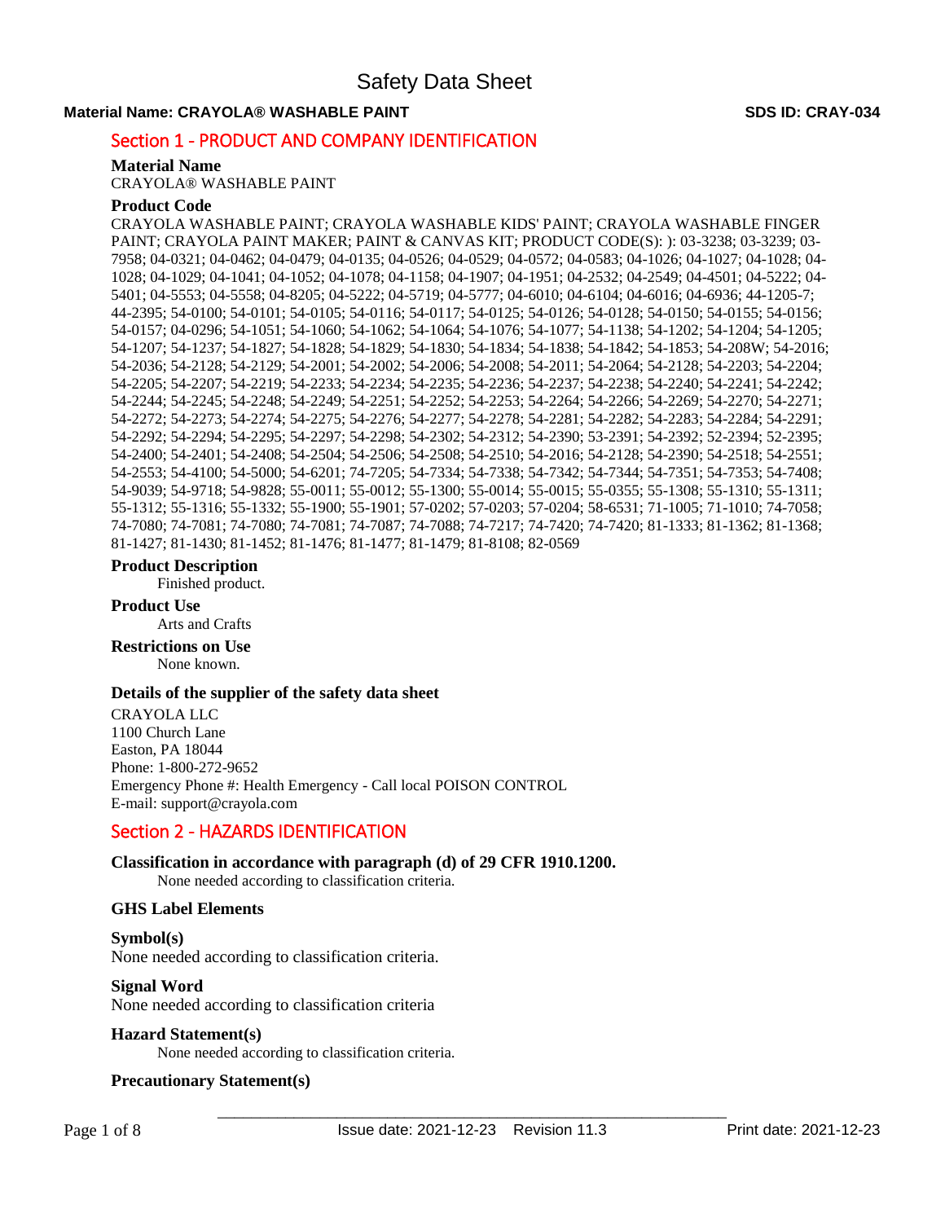# Safety Data Sheet

**Material Name: CRAYOLA® WASHABLE PAINT** **SDS ID: CRAY-034**

## Section 1 - PRODUCT AND COMPANY IDENTIFICATION

### Material Name

CRAYOLA® WASHABLE PAINT

### Product Code

CRAYOLA WASHABLE PAINT; CRAYOLA WASHABLE KIDS' PAINT; CRAYOLA WASHABLE FINGER PAINT; CRAYOLA PAINT MAKER; PAINT & CANVAS KIT; PRODUCT CODE(S): ): 03-3238; 03-3239; 03-7958; 04-0321; 04-0462; 04-0479; 04-0135; 04-0526; 04-0529; 04-0572; 04-0583; 04-1026; 04-1027; 04-1028; 04-1028; 04-1029; 04-1041; 04-1052; 04-1078; 04-1158; 04-1907; 04-1951; 04-2532; 04-2549; 04-4501; 04-5222; 04-5401; 04-5553; 04-5558; 04-8205; 04-5222; 04-5719; 04-5777; 04-6010; 04-6104; 04-6016; 04-6936; 44-1205-7; 44-2395; 54-0100; 54-0101; 54-0105; 54-0116; 54-0117; 54-0125; 54-0126; 54-0128; 54-0150; 54-0155; 54-0156; 54-0157; 04-0296; 54-1051; 54-1060; 54-1062; 54-1064; 54-1076; 54-1077; 54-1138; 54-1202; 54-1204; 54-1205; 54-1207; 54-1237; 54-1827; 54-1828; 54-1829; 54-1830; 54-1834; 54-1838; 54-1842; 54-1853; 54-208W; 54-2016; 54-2036; 54-2128; 54-2129; 54-2001; 54-2002; 54-2006; 54-2008; 54-2011; 54-2064; 54-2128; 54-2203; 54-2204; 54-2205; 54-2207; 54-2219; 54-2233; 54-2234; 54-2235; 54-2236; 54-2237; 54-2238; 54-2240; 54-2241; 54-2242; 54-2244; 54-2245; 54-2248; 54-2249; 54-2251; 54-2252; 54-2253; 54-2264; 54-2266; 54-2269; 54-2270; 54-2271; 54-2272; 54-2273; 54-2274; 54-2275; 54-2276; 54-2277; 54-2278; 54-2281; 54-2282; 54-2283; 54-2284; 54-2291; 54-2292; 54-2294; 54-2295; 54-2297; 54-2298; 54-2302; 54-2312; 54-2390; 53-2391; 54-2392; 52-2394; 52-2395; 54-2400; 54-2401; 54-2408; 54-2504; 54-2506; 54-2508; 54-2510; 54-2016; 54-2128; 54-2390; 54-2518; 54-2551; 54-2553; 54-4100; 54-5000; 54-6201; 74-7205; 54-7334; 54-7338; 54-7342; 54-7344; 54-7351; 54-7353; 54-7408; 54-9039; 54-9718; 54-9828; 55-0011; 55-0012; 55-1300; 55-0014; 55-0015; 55-0355; 55-1308; 55-1310; 55-1311; 55-1312; 55-1316; 55-1332; 55-1900; 55-1901; 57-0202; 57-0203; 57-0204; 58-6531; 71-1005; 71-1010; 74-7058; 74-7080; 74-7081; 74-7080; 74-7081; 74-7087; 74-7088; 74-7217; 74-7420; 74-7420; 81-1333; 81-1362; 81-1368; 81-1427; 81-1430; 81-1452; 81-1476; 81-1477; 81-1479; 81-8108; 82-0569

### Product Description

Finished product.

### Product Use

Arts and Crafts

### Restrictions on Use

None known.

### Details of the supplier of the safety data sheet

CRAYOLA LLC
1100 Church Lane
Easton, PA 18044
Phone: 1-800-272-9652
Emergency Phone #: Health Emergency - Call local POISON CONTROL
E-mail: support@crayola.com

## Section 2 - HAZARDS IDENTIFICATION

### Classification in accordance with paragraph (d) of 29 CFR 1910.1200.

None needed according to classification criteria.

### GHS Label Elements

### Symbol(s)

None needed according to classification criteria.

### Signal Word

None needed according to classification criteria

### Hazard Statement(s)

None needed according to classification criteria.

### Precautionary Statement(s)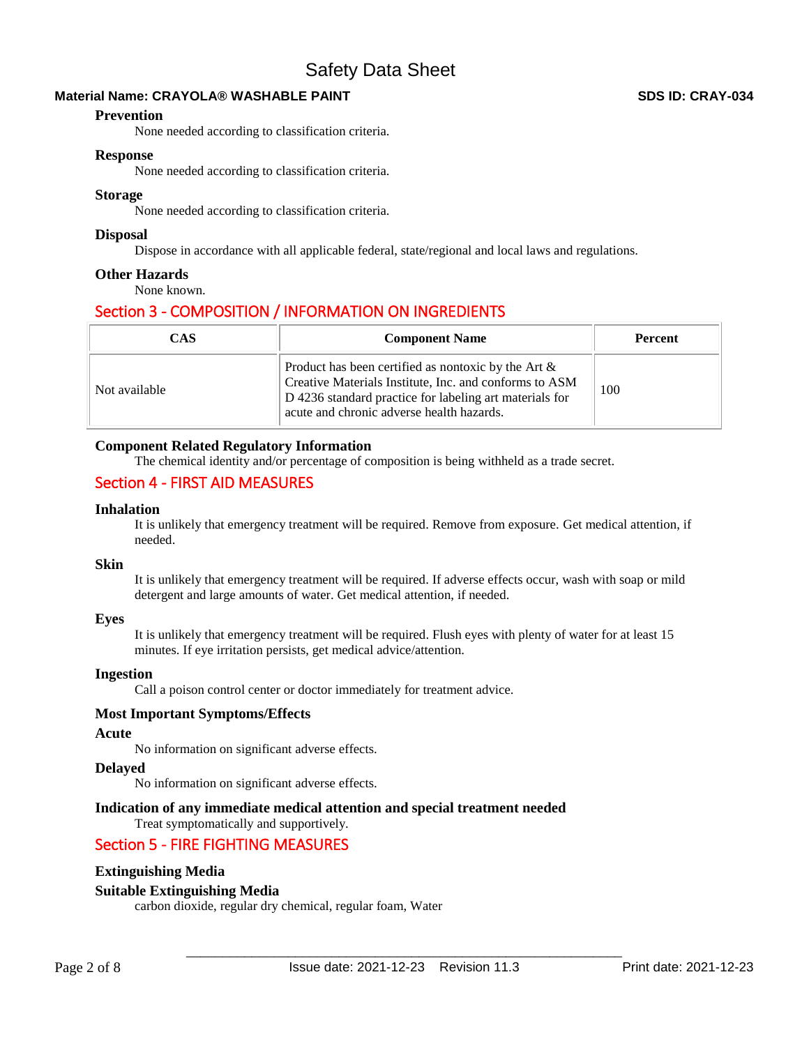### Prevention

None needed according to classification criteria.

### Response

None needed according to classification criteria.

### Storage

None needed according to classification criteria.

### Disposal

Dispose in accordance with all applicable federal, state/regional and local laws and regulations.

### Other Hazards

None known.

## Section 3 - COMPOSITION / INFORMATION ON INGREDIENTS

| CAS | Component Name | Percent |
| --- | --- | --- |
| Not available | Product has been certified as nontoxic by the Art & Creative Materials Institute, Inc. and conforms to ASM D 4236 standard practice for labeling art materials for acute and chronic adverse health hazards. | 100 |

### Component Related Regulatory Information

The chemical identity and/or percentage of composition is being withheld as a trade secret.

## Section 4 - FIRST AID MEASURES

### Inhalation

It is unlikely that emergency treatment will be required. Remove from exposure. Get medical attention, if needed.

### Skin

It is unlikely that emergency treatment will be required. If adverse effects occur, wash with soap or mild detergent and large amounts of water. Get medical attention, if needed.

### Eyes

It is unlikely that emergency treatment will be required. Flush eyes with plenty of water for at least 15 minutes. If eye irritation persists, get medical advice/attention.

### Ingestion

Call a poison control center or doctor immediately for treatment advice.

### Most Important Symptoms/Effects

### Acute

No information on significant adverse effects.

### Delayed

No information on significant adverse effects.

### Indication of any immediate medical attention and special treatment needed

Treat symptomatically and supportively.

## Section 5 - FIRE FIGHTING MEASURES

### Extinguishing Media

### Suitable Extinguishing Media

carbon dioxide, regular dry chemical, regular foam, Water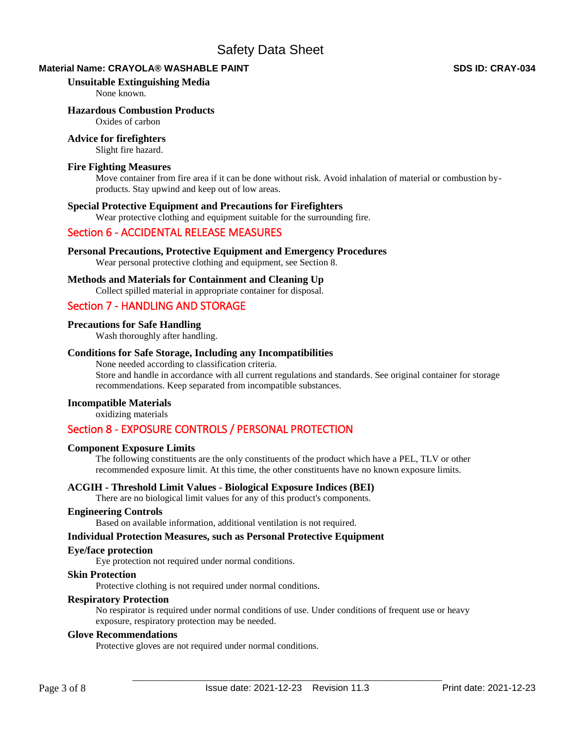### Unsuitable Extinguishing Media

None known.

### Hazardous Combustion Products

Oxides of carbon

### Advice for firefighters

Slight fire hazard.

### Fire Fighting Measures

Move container from fire area if it can be done without risk. Avoid inhalation of material or combustion by-products. Stay upwind and keep out of low areas.

### Special Protective Equipment and Precautions for Firefighters

Wear protective clothing and equipment suitable for the surrounding fire.

## Section 6 - ACCIDENTAL RELEASE MEASURES

### Personal Precautions, Protective Equipment and Emergency Procedures

Wear personal protective clothing and equipment, see Section 8.

### Methods and Materials for Containment and Cleaning Up

Collect spilled material in appropriate container for disposal.

## Section 7 - HANDLING AND STORAGE

### Precautions for Safe Handling

Wash thoroughly after handling.

### Conditions for Safe Storage, Including any Incompatibilities

None needed according to classification criteria.
Store and handle in accordance with all current regulations and standards. See original container for storage recommendations. Keep separated from incompatible substances.

### Incompatible Materials

oxidizing materials

## Section 8 - EXPOSURE CONTROLS / PERSONAL PROTECTION

### Component Exposure Limits

The following constituents are the only constituents of the product which have a PEL, TLV or other recommended exposure limit. At this time, the other constituents have no known exposure limits.

### ACGIH - Threshold Limit Values - Biological Exposure Indices (BEI)

There are no biological limit values for any of this product's components.

### Engineering Controls

Based on available information, additional ventilation is not required.

### Individual Protection Measures, such as Personal Protective Equipment

### Eye/face protection

Eye protection not required under normal conditions.

### Skin Protection

Protective clothing is not required under normal conditions.

### Respiratory Protection

No respirator is required under normal conditions of use. Under conditions of frequent use or heavy exposure, respiratory protection may be needed.

### Glove Recommendations

Protective gloves are not required under normal conditions.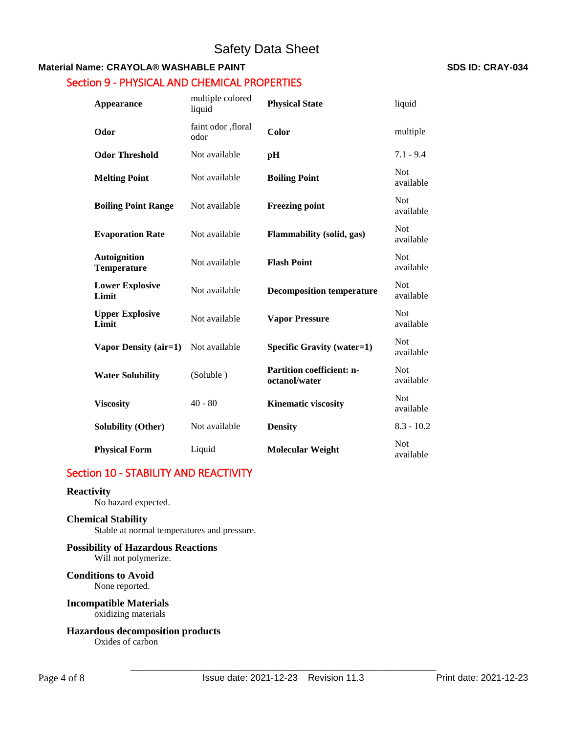## Section 9 - PHYSICAL AND CHEMICAL PROPERTIES

| | | | |
|---|---|---|---|
| **Appearance** | multiple colored liquid | **Physical State** | liquid |
| **Odor** | faint odor ,floral odor | **Color** | multiple |
| **Odor Threshold** | Not available | **pH** | 7.1 - 9.4 |
| **Melting Point** | Not available | **Boiling Point** | Not available |
| **Boiling Point Range** | Not available | **Freezing point** | Not available |
| **Evaporation Rate** | Not available | **Flammability (solid, gas)** | Not available |
| **Autoignition Temperature** | Not available | **Flash Point** | Not available |
| **Lower Explosive Limit** | Not available | **Decomposition temperature** | Not available |
| **Upper Explosive Limit** | Not available | **Vapor Pressure** | Not available |
| **Vapor Density (air=1)** | Not available | **Specific Gravity (water=1)** | Not available |
| **Water Solubility** | (Soluble ) | **Partition coefficient: n-octanol/water** | Not available |
| **Viscosity** | 40 - 80 | **Kinematic viscosity** | Not available |
| **Solubility (Other)** | Not available | **Density** | 8.3 - 10.2 |
| **Physical Form** | Liquid | **Molecular Weight** | Not available |

## Section 10 - STABILITY AND REACTIVITY

**Reactivity**
No hazard expected.

**Chemical Stability**
Stable at normal temperatures and pressure.

**Possibility of Hazardous Reactions**
Will not polymerize.

**Conditions to Avoid**
None reported.

**Incompatible Materials**
oxidizing materials

**Hazardous decomposition products**
Oxides of carbon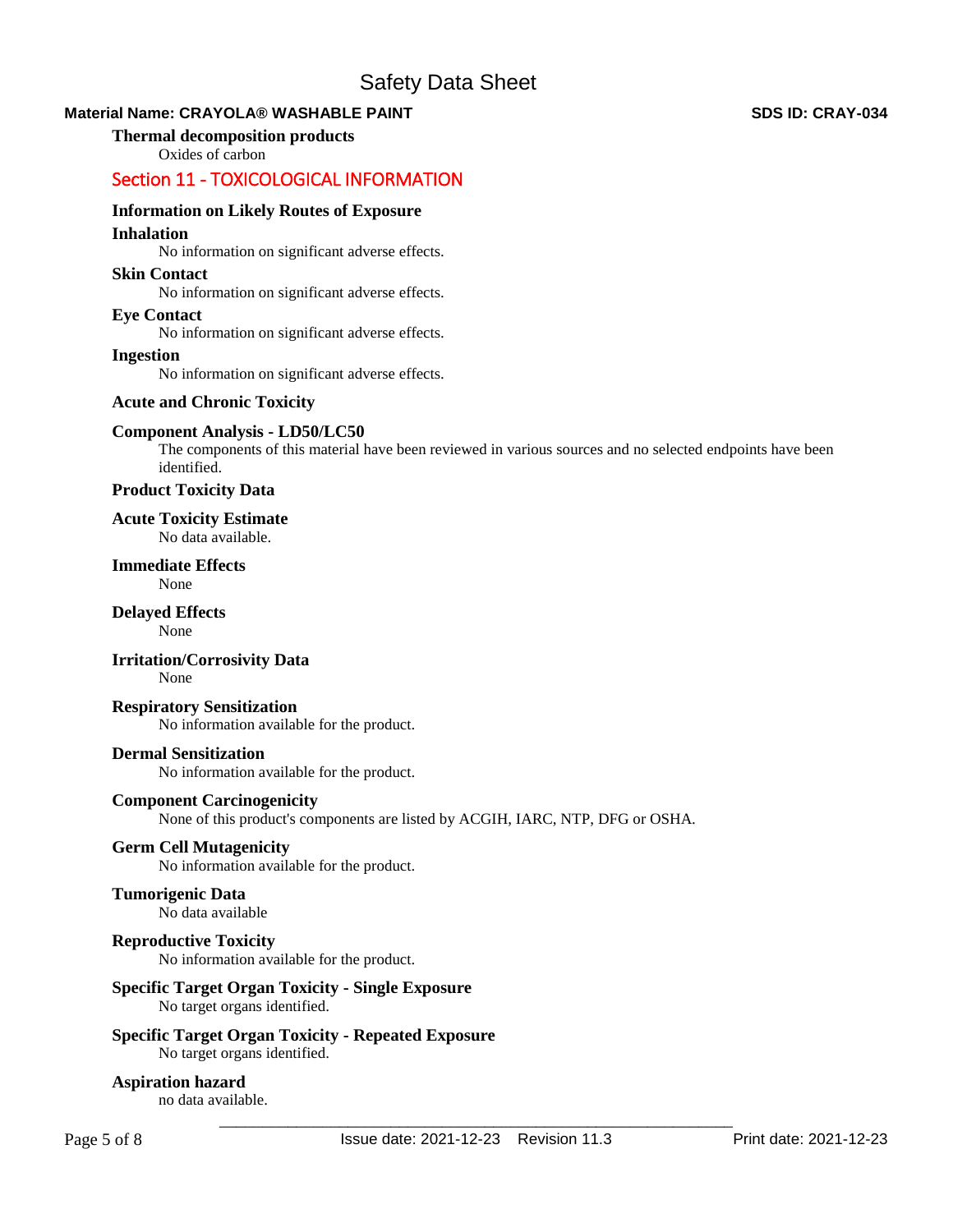**Thermal decomposition products**

Oxides of carbon

## Section 11 - TOXICOLOGICAL INFORMATION

### Information on Likely Routes of Exposure

**Inhalation**

No information on significant adverse effects.

**Skin Contact**

No information on significant adverse effects.

**Eye Contact**

No information on significant adverse effects.

**Ingestion**

No information on significant adverse effects.

### Acute and Chronic Toxicity

**Component Analysis - LD50/LC50**

The components of this material have been reviewed in various sources and no selected endpoints have been identified.

**Product Toxicity Data**

**Acute Toxicity Estimate**

No data available.

**Immediate Effects**

None

**Delayed Effects**

None

**Irritation/Corrosivity Data**

None

**Respiratory Sensitization**

No information available for the product.

**Dermal Sensitization**

No information available for the product.

**Component Carcinogenicity**

None of this product's components are listed by ACGIH, IARC, NTP, DFG or OSHA.

**Germ Cell Mutagenicity**

No information available for the product.

**Tumorigenic Data**

No data available

**Reproductive Toxicity**

No information available for the product.

**Specific Target Organ Toxicity - Single Exposure**

No target organs identified.

**Specific Target Organ Toxicity - Repeated Exposure**

No target organs identified.

**Aspiration hazard**

no data available.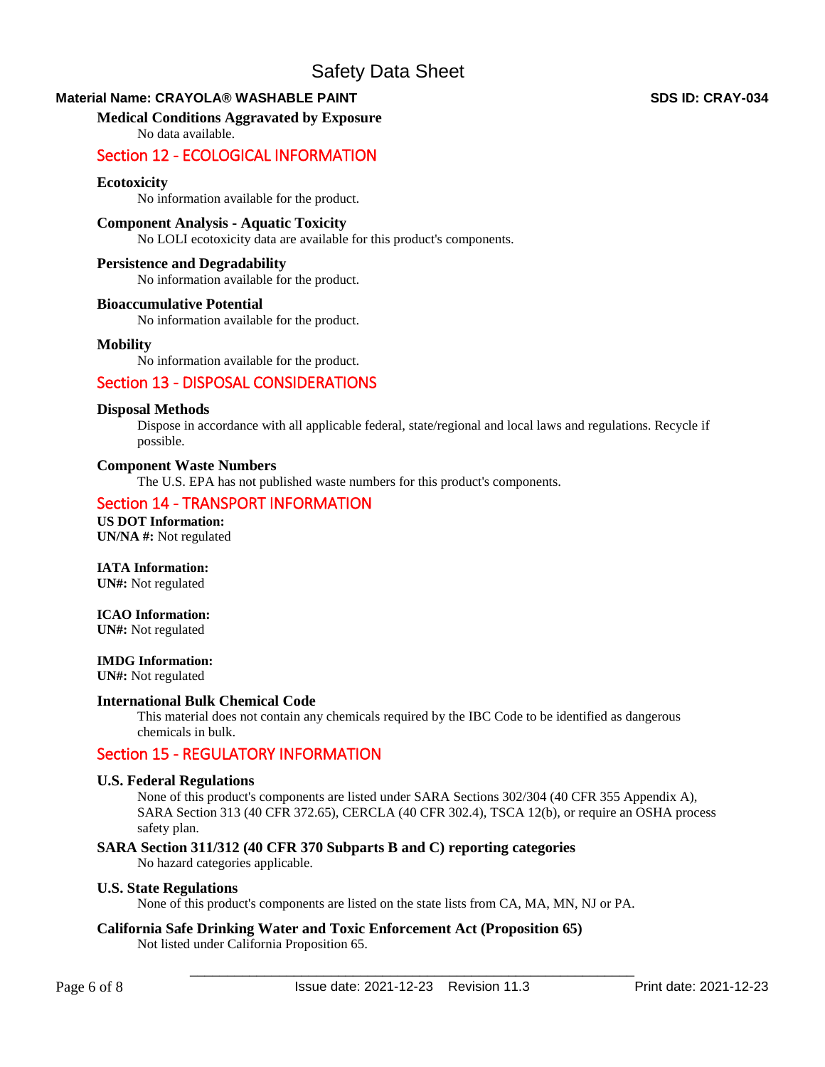### Medical Conditions Aggravated by Exposure

No data available.

## Section 12 - ECOLOGICAL INFORMATION

### Ecotoxicity

No information available for the product.

### Component Analysis - Aquatic Toxicity

No LOLI ecotoxicity data are available for this product's components.

### Persistence and Degradability

No information available for the product.

### Bioaccumulative Potential

No information available for the product.

### Mobility

No information available for the product.

## Section 13 - DISPOSAL CONSIDERATIONS

### Disposal Methods

Dispose in accordance with all applicable federal, state/regional and local laws and regulations. Recycle if possible.

### Component Waste Numbers

The U.S. EPA has not published waste numbers for this product's components.

## Section 14 - TRANSPORT INFORMATION

**US DOT Information:**
**UN/NA #:** Not regulated

**IATA Information:**
**UN#:** Not regulated

**ICAO Information:**
**UN#:** Not regulated

**IMDG Information:**
**UN#:** Not regulated

### International Bulk Chemical Code

This material does not contain any chemicals required by the IBC Code to be identified as dangerous chemicals in bulk.

## Section 15 - REGULATORY INFORMATION

### U.S. Federal Regulations

None of this product's components are listed under SARA Sections 302/304 (40 CFR 355 Appendix A), SARA Section 313 (40 CFR 372.65), CERCLA (40 CFR 302.4), TSCA 12(b), or require an OSHA process safety plan.

### SARA Section 311/312 (40 CFR 370 Subparts B and C) reporting categories

No hazard categories applicable.

### U.S. State Regulations

None of this product's components are listed on the state lists from CA, MA, MN, NJ or PA.

### California Safe Drinking Water and Toxic Enforcement Act (Proposition 65)

Not listed under California Proposition 65.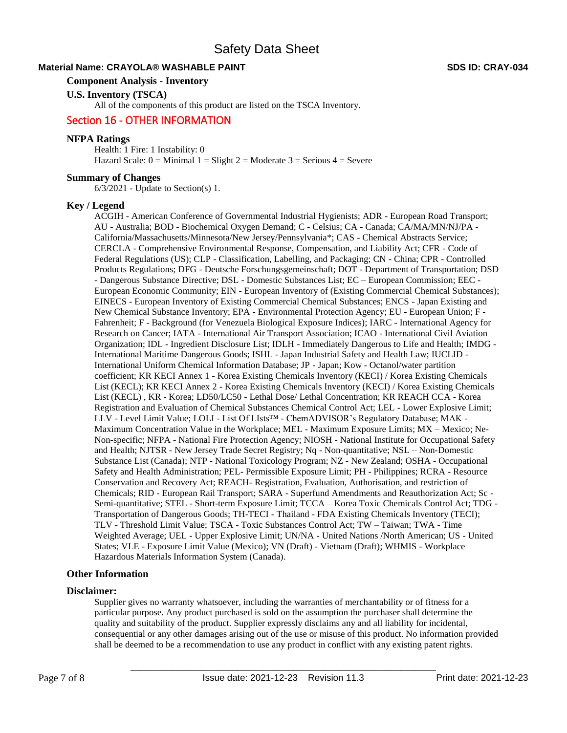### Component Analysis - Inventory

### U.S. Inventory (TSCA)

All of the components of this product are listed on the TSCA Inventory.

## Section 16 - OTHER INFORMATION

### NFPA Ratings

Health: 1 Fire: 1 Instability: 0
Hazard Scale: 0 = Minimal 1 = Slight 2 = Moderate 3 = Serious 4 = Severe

### Summary of Changes

6/3/2021 - Update to Section(s) 1.

### Key / Legend

ACGIH - American Conference of Governmental Industrial Hygienists; ADR - European Road Transport; AU - Australia; BOD - Biochemical Oxygen Demand; C - Celsius; CA - Canada; CA/MA/MN/NJ/PA - California/Massachusetts/Minnesota/New Jersey/Pennsylvania*; CAS - Chemical Abstracts Service; CERCLA - Comprehensive Environmental Response, Compensation, and Liability Act; CFR - Code of Federal Regulations (US); CLP - Classification, Labelling, and Packaging; CN - China; CPR - Controlled Products Regulations; DFG - Deutsche Forschungsgemeinschaft; DOT - Department of Transportation; DSD - Dangerous Substance Directive; DSL - Domestic Substances List; EC – European Commission; EEC - European Economic Community; EIN - European Inventory of (Existing Commercial Chemical Substances); EINECS - European Inventory of Existing Commercial Chemical Substances; ENCS - Japan Existing and New Chemical Substance Inventory; EPA - Environmental Protection Agency; EU - European Union; F - Fahrenheit; F - Background (for Venezuela Biological Exposure Indices); IARC - International Agency for Research on Cancer; IATA - International Air Transport Association; ICAO - International Civil Aviation Organization; IDL - Ingredient Disclosure List; IDLH - Immediately Dangerous to Life and Health; IMDG - International Maritime Dangerous Goods; ISHL - Japan Industrial Safety and Health Law; IUCLID - International Uniform Chemical Information Database; JP - Japan; Kow - Octanol/water partition coefficient; KR KECI Annex 1 - Korea Existing Chemicals Inventory (KECI) / Korea Existing Chemicals List (KECL); KR KECI Annex 2 - Korea Existing Chemicals Inventory (KECI) / Korea Existing Chemicals List (KECL) , KR - Korea; LD50/LC50 - Lethal Dose/ Lethal Concentration; KR REACH CCA - Korea Registration and Evaluation of Chemical Substances Chemical Control Act; LEL - Lower Explosive Limit; LLV - Level Limit Value; LOLI - List Of LIsts™ - ChemADVISOR's Regulatory Database; MAK - Maximum Concentration Value in the Workplace; MEL - Maximum Exposure Limits; MX – Mexico; Ne- Non-specific; NFPA - National Fire Protection Agency; NIOSH - National Institute for Occupational Safety and Health; NJTSR - New Jersey Trade Secret Registry; Nq - Non-quantitative; NSL – Non-Domestic Substance List (Canada); NTP - National Toxicology Program; NZ - New Zealand; OSHA - Occupational Safety and Health Administration; PEL- Permissible Exposure Limit; PH - Philippines; RCRA - Resource Conservation and Recovery Act; REACH- Registration, Evaluation, Authorisation, and restriction of Chemicals; RID - European Rail Transport; SARA - Superfund Amendments and Reauthorization Act; Sc - Semi-quantitative; STEL - Short-term Exposure Limit; TCCA – Korea Toxic Chemicals Control Act; TDG - Transportation of Dangerous Goods; TH-TECI - Thailand - FDA Existing Chemicals Inventory (TECI); TLV - Threshold Limit Value; TSCA - Toxic Substances Control Act; TW – Taiwan; TWA - Time Weighted Average; UEL - Upper Explosive Limit; UN/NA - United Nations /North American; US - United States; VLE - Exposure Limit Value (Mexico); VN (Draft) - Vietnam (Draft); WHMIS - Workplace Hazardous Materials Information System (Canada).

### Other Information

### Disclaimer:

Supplier gives no warranty whatsoever, including the warranties of merchantability or of fitness for a particular purpose. Any product purchased is sold on the assumption the purchaser shall determine the quality and suitability of the product. Supplier expressly disclaims any and all liability for incidental, consequential or any other damages arising out of the use or misuse of this product. No information provided shall be deemed to be a recommendation to use any product in conflict with any existing patent rights.